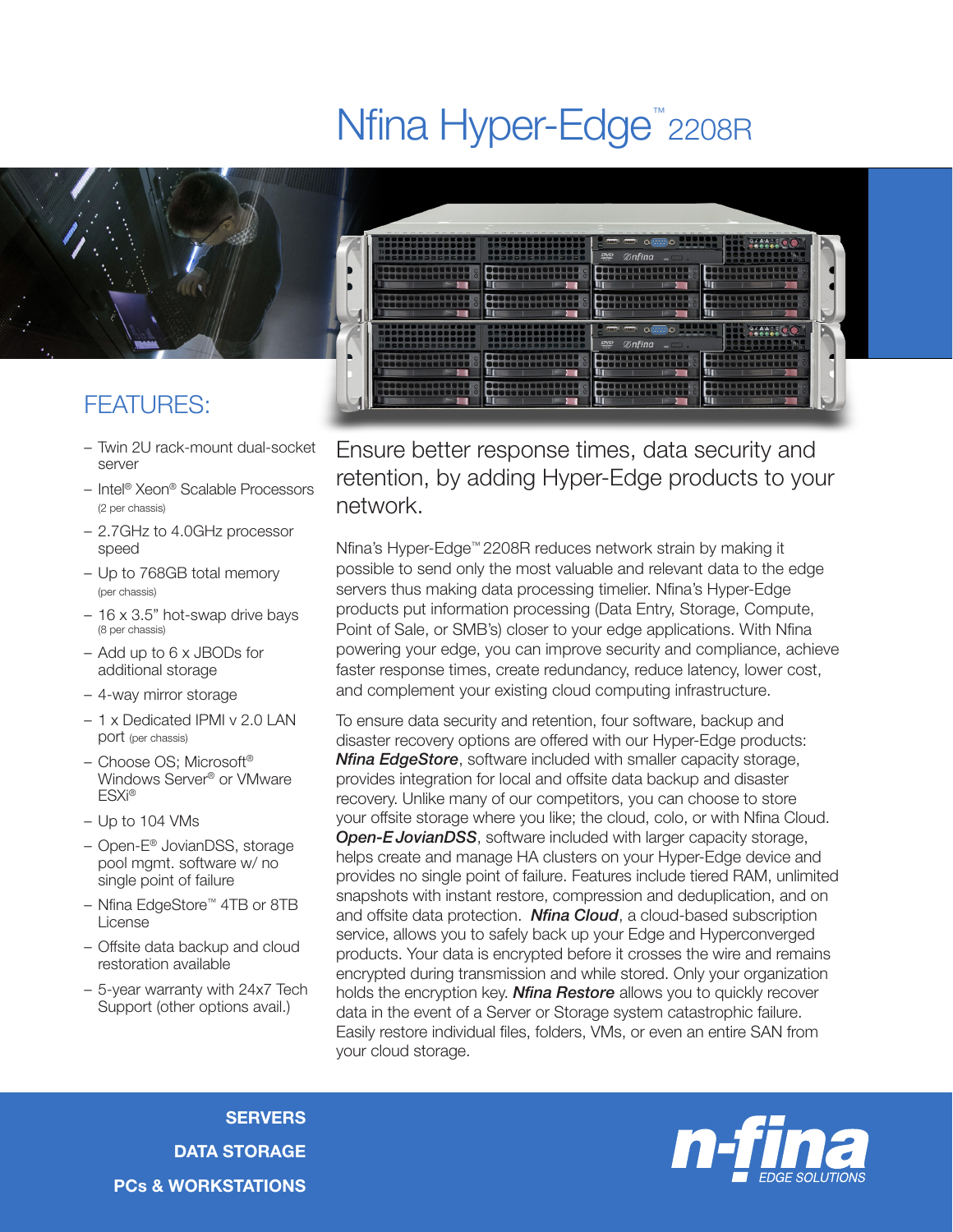# Nfina Hyper-Edge™ 2208R

## FEATURES:

- Twin 2U rack-mount dual-socket server
- Intel® Xeon® Scalable Processors (2 per chassis)
- 2.7GHz to 4.0GHz processor speed
- Up to 768GB total memory (per chassis)
- 16 x 3.5" hot-swap drive bays (8 per chassis)
- Add up to 6 x JBODs for additional storage
- 4-way mirror storage
- 1 x Dedicated IPMI v 2.0 LAN port (per chassis)
- Choose OS; Microsoft® Windows Server® or VMware ESXi®
- Up to 104 VMs
- Open-E® JovianDSS, storage pool mgmt. software w/ no single point of failure
- Nfina EdgeStore™ 4TB or 8TB License
- Offsite data backup and cloud restoration available
- 5-year warranty with 24x7 Tech Support (other options avail.)

## Ensure better response times, data security and retention, by adding Hyper-Edge products to your network.

Nfina's Hyper-Edge™ 2208R reduces network strain by making it possible to send only the most valuable and relevant data to the edge servers thus making data processing timelier. Nfina's Hyper-Edge products put information processing (Data Entry, Storage, Compute, Point of Sale, or SMB's) closer to your edge applications. With Nfina powering your edge, you can improve security and compliance, achieve faster response times, create redundancy, reduce latency, lower cost, and complement your existing cloud computing infrastructure.

To ensure data security and retention, four software, backup and disaster recovery options are offered with our Hyper-Edge products: ***Nfina EdgeStore***, software included with smaller capacity storage, provides integration for local and offsite data backup and disaster recovery. Unlike many of our competitors, you can choose to store your offsite storage where you like; the cloud, colo, or with Nfina Cloud. ***Open-E JovianDSS***, software included with larger capacity storage, helps create and manage HA clusters on your Hyper-Edge device and provides no single point of failure. Features include tiered RAM, unlimited snapshots with instant restore, compression and deduplication, and on and offsite data protection. ***Nfina Cloud***, a cloud-based subscription service, allows you to safely back up your Edge and Hyperconverged products. Your data is encrypted before it crosses the wire and remains encrypted during transmission and while stored. Only your organization holds the encryption key. ***Nfina Restore*** allows you to quickly recover data in the event of a Server or Storage system catastrophic failure. Easily restore individual files, folders, VMs, or even an entire SAN from your cloud storage.

**SERVERS**
**DATA STORAGE**
**PCs & WORKSTATIONS**

n-fina EDGE SOLUTIONS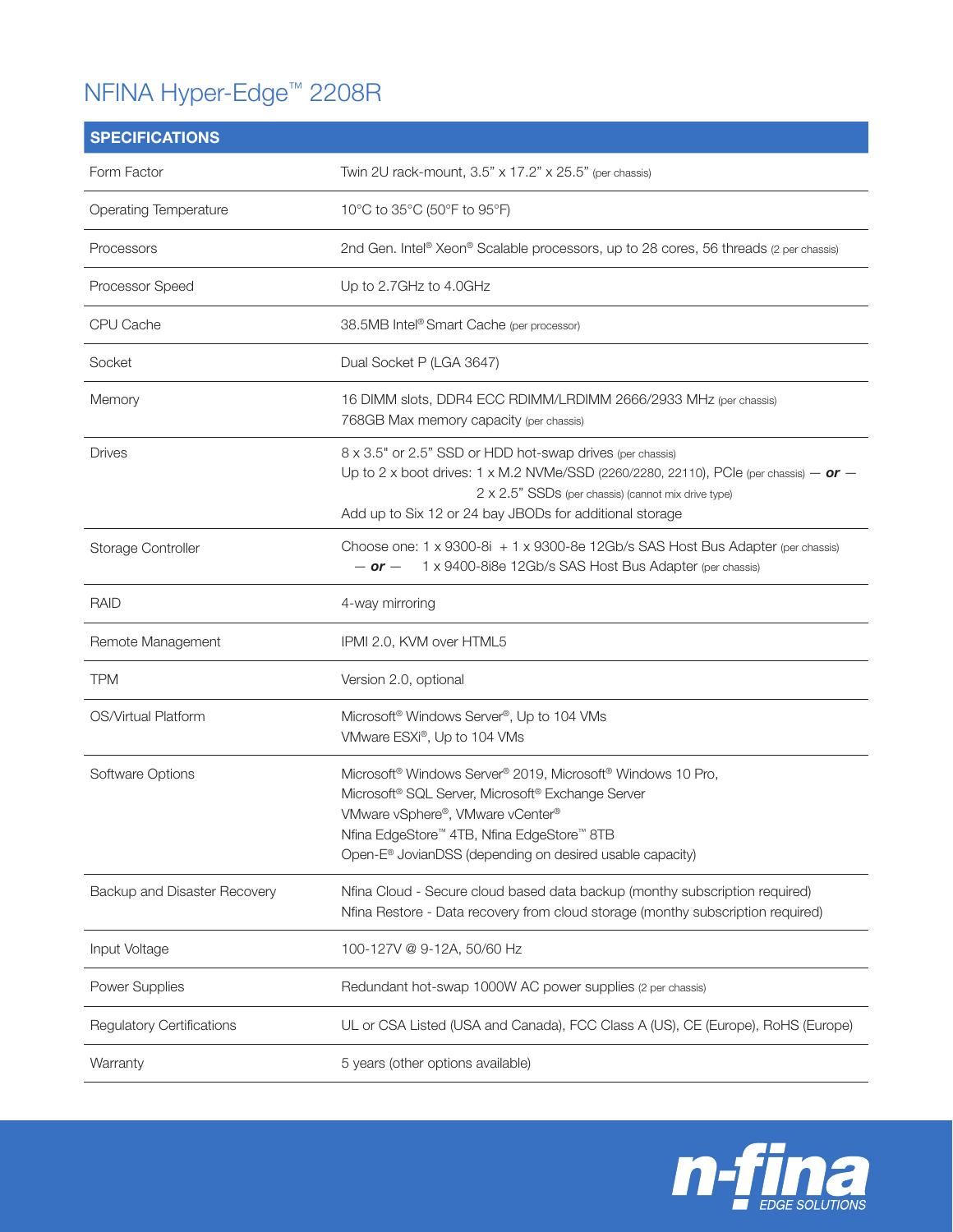# NFINA Hyper-Edge™ 2208R

| SPECIFICATIONS | |
|---|---|
| Form Factor | Twin 2U rack-mount, 3.5" x 17.2" x 25.5" (per chassis) |
| Operating Temperature | 10°C to 35°C (50°F to 95°F) |
| Processors | 2nd Gen. Intel® Xeon® Scalable processors, up to 28 cores, 56 threads (2 per chassis) |
| Processor Speed | Up to 2.7GHz to 4.0GHz |
| CPU Cache | 38.5MB Intel® Smart Cache (per processor) |
| Socket | Dual Socket P (LGA 3647) |
| Memory | 16 DIMM slots, DDR4 ECC RDIMM/LRDIMM 2666/2933 MHz (per chassis)<br>768GB Max memory capacity (per chassis) |
| Drives | 8 x 3.5" or 2.5" SSD or HDD hot-swap drives (per chassis)<br>Up to 2 x boot drives: 1 x M.2 NVMe/SSD (2260/2280, 22110), PCIe (per chassis) — ***or*** — 2 x 2.5" SSDs (per chassis) (cannot mix drive type)<br>Add up to Six 12 or 24 bay JBODs for additional storage |
| Storage Controller | Choose one: 1 x 9300-8i + 1 x 9300-8e 12Gb/s SAS Host Bus Adapter (per chassis) — ***or*** — 1 x 9400-8i8e 12Gb/s SAS Host Bus Adapter (per chassis) |
| RAID | 4-way mirroring |
| Remote Management | IPMI 2.0, KVM over HTML5 |
| TPM | Version 2.0, optional |
| OS/Virtual Platform | Microsoft® Windows Server®, Up to 104 VMs<br>VMware ESXi®, Up to 104 VMs |
| Software Options | Microsoft® Windows Server® 2019, Microsoft® Windows 10 Pro,<br>Microsoft® SQL Server, Microsoft® Exchange Server<br>VMware vSphere®, VMware vCenter®<br>Nfina EdgeStore™ 4TB, Nfina EdgeStore™ 8TB<br>Open-E® JovianDSS (depending on desired usable capacity) |
| Backup and Disaster Recovery | Nfina Cloud - Secure cloud based data backup (monthy subscription required)<br>Nfina Restore - Data recovery from cloud storage (monthy subscription required) |
| Input Voltage | 100-127V @ 9-12A, 50/60 Hz |
| Power Supplies | Redundant hot-swap 1000W AC power supplies (2 per chassis) |
| Regulatory Certifications | UL or CSA Listed (USA and Canada), FCC Class A (US), CE (Europe), RoHS (Europe) |
| Warranty | 5 years (other options available) |

n-fina EDGE SOLUTIONS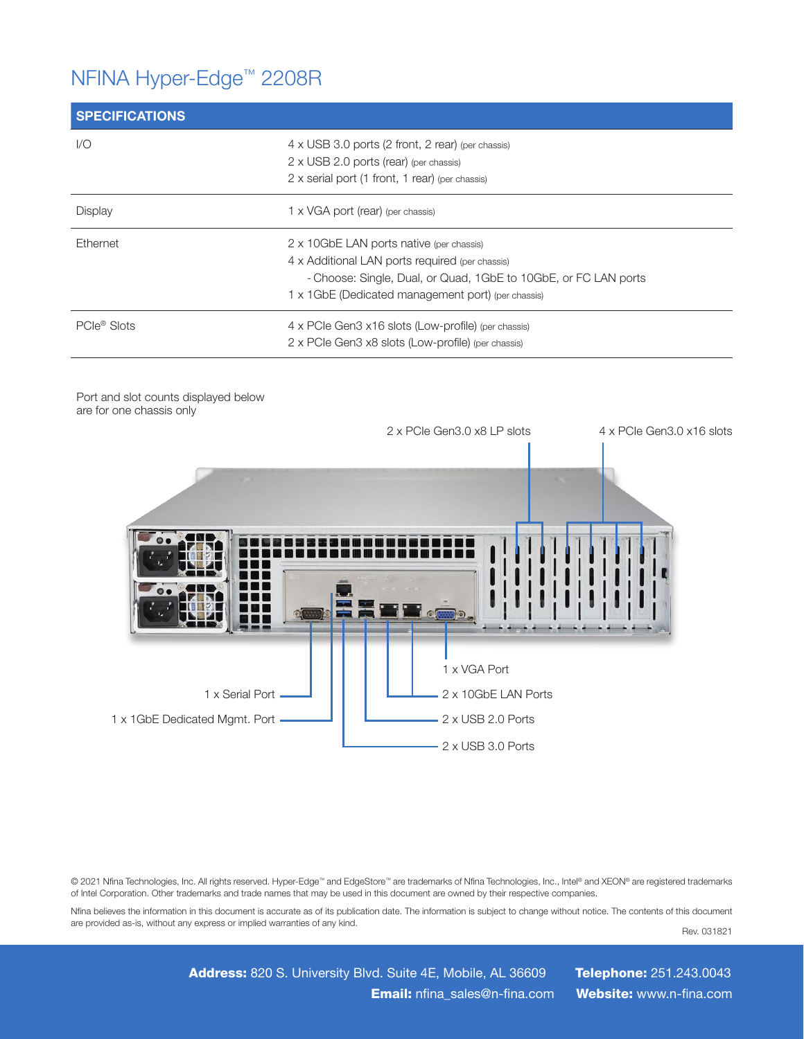# NFINA Hyper-Edge™ 2208R

| SPECIFICATIONS | |
|---|---|
| I/O | 4 x USB 3.0 ports (2 front, 2 rear) (per chassis)<br>2 x USB 2.0 ports (rear) (per chassis)<br>2 x serial port (1 front, 1 rear) (per chassis) |
| Display | 1 x VGA port (rear) (per chassis) |
| Ethernet | 2 x 10GbE LAN ports native (per chassis)<br>4 x Additional LAN ports required (per chassis)<br>- Choose: Single, Dual, or Quad, 1GbE to 10GbE, or FC LAN ports<br>1 x 1GbE (Dedicated management port) (per chassis) |
| PCIe® Slots | 4 x PCIe Gen3 x16 slots (Low-profile) (per chassis)<br>2 x PCIe Gen3 x8 slots (Low-profile) (per chassis) |

Port and slot counts displayed below are for one chassis only

2 x PCIe Gen3.0 x8 LP slots

4 x PCIe Gen3.0 x16 slots

1 x Serial Port

1 x 1GbE Dedicated Mgmt. Port

1 x VGA Port

2 x 10GbE LAN Ports

2 x USB 2.0 Ports

2 x USB 3.0 Ports

© 2021 Nfina Technologies, Inc. All rights reserved. Hyper-Edge™ and EdgeStore™ are trademarks of Nfina Technologies, Inc., Intel® and XEON® are registered trademarks of Intel Corporation. Other trademarks and trade names that may be used in this document are owned by their respective companies.

Nfina believes the information in this document is accurate as of its publication date. The information is subject to change without notice. The contents of this document are provided as-is, without any express or implied warranties of any kind.

Rev. 031821

**Address:** 820 S. University Blvd. Suite 4E, Mobile, AL 36609 **Telephone:** 251.243.0043

**Email:** nfina_sales@n-fina.com **Website:** www.n-fina.com